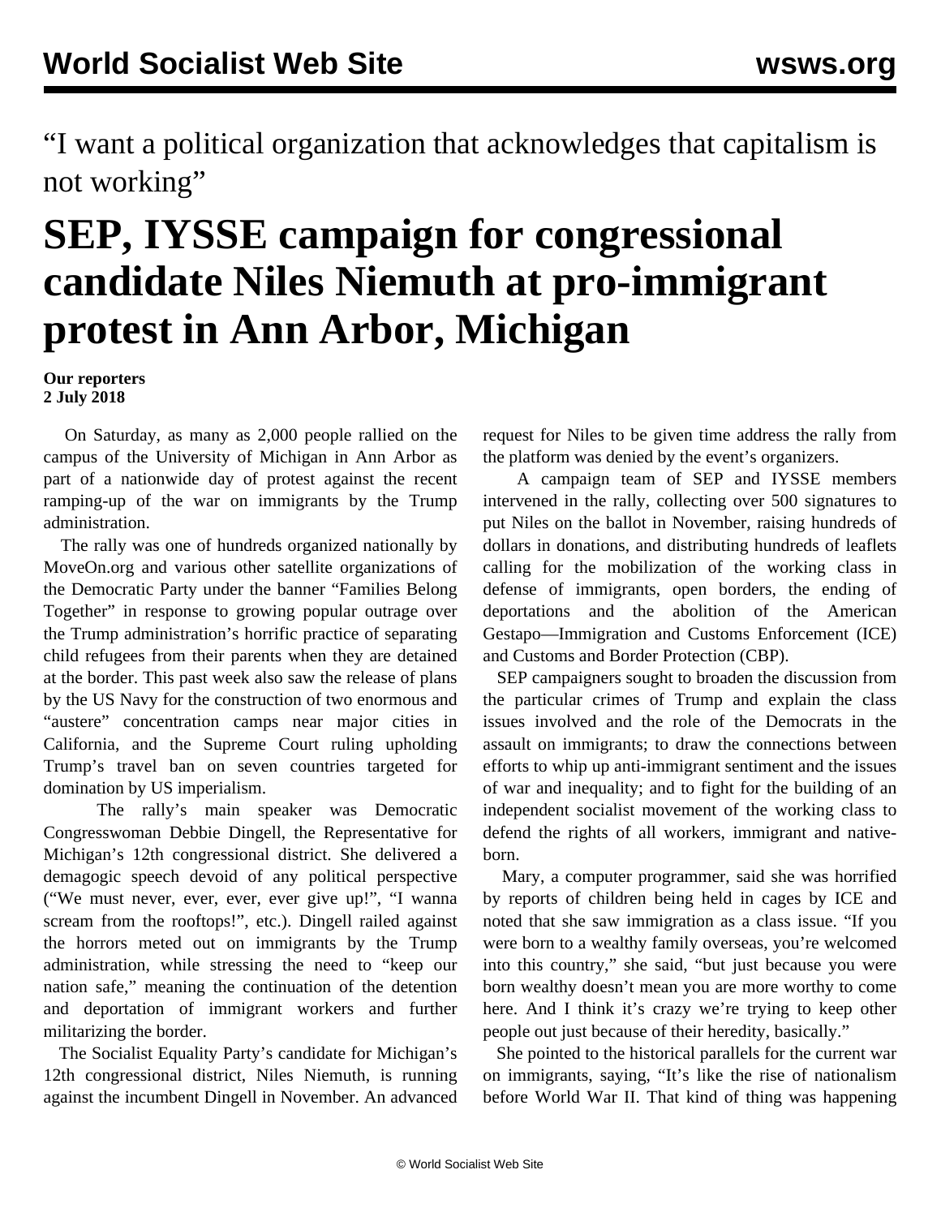“I want a political organization that acknowledges that capitalism is not working”

# SEP, IYSSE campaign for congressional candidate Niles Niemuth at pro-immigrant protest in Ann Arbor, Michigan

**Our reporters**
**2 July 2018**

On Saturday, as many as 2,000 people rallied on the campus of the University of Michigan in Ann Arbor as part of a nationwide day of protest against the recent ramping-up of the war on immigrants by the Trump administration.

The rally was one of hundreds organized nationally by MoveOn.org and various other satellite organizations of the Democratic Party under the banner “Families Belong Together” in response to growing popular outrage over the Trump administration’s horrific practice of separating child refugees from their parents when they are detained at the border. This past week also saw the release of plans by the US Navy for the construction of two enormous and “austere” concentration camps near major cities in California, and the Supreme Court ruling upholding Trump’s travel ban on seven countries targeted for domination by US imperialism.

The rally’s main speaker was Democratic Congresswoman Debbie Dingell, the Representative for Michigan’s 12th congressional district. She delivered a demagogic speech devoid of any political perspective (“We must never, ever, ever, ever give up!”, “I wanna scream from the rooftops!”, etc.). Dingell railed against the horrors meted out on immigrants by the Trump administration, while stressing the need to “keep our nation safe,” meaning the continuation of the detention and deportation of immigrant workers and further militarizing the border.

The Socialist Equality Party’s candidate for Michigan’s 12th congressional district, Niles Niemuth, is running against the incumbent Dingell in November. An advanced request for Niles to be given time address the rally from the platform was denied by the event’s organizers.

A campaign team of SEP and IYSSE members intervened in the rally, collecting over 500 signatures to put Niles on the ballot in November, raising hundreds of dollars in donations, and distributing hundreds of leaflets calling for the mobilization of the working class in defense of immigrants, open borders, the ending of deportations and the abolition of the American Gestapo—Immigration and Customs Enforcement (ICE) and Customs and Border Protection (CBP).

SEP campaigners sought to broaden the discussion from the particular crimes of Trump and explain the class issues involved and the role of the Democrats in the assault on immigrants; to draw the connections between efforts to whip up anti-immigrant sentiment and the issues of war and inequality; and to fight for the building of an independent socialist movement of the working class to defend the rights of all workers, immigrant and native-born.

Mary, a computer programmer, said she was horrified by reports of children being held in cages by ICE and noted that she saw immigration as a class issue. “If you were born to a wealthy family overseas, you’re welcomed into this country,” she said, “but just because you were born wealthy doesn’t mean you are more worthy to come here. And I think it’s crazy we’re trying to keep other people out just because of their heredity, basically.”

She pointed to the historical parallels for the current war on immigrants, saying, “It’s like the rise of nationalism before World War II. That kind of thing was happening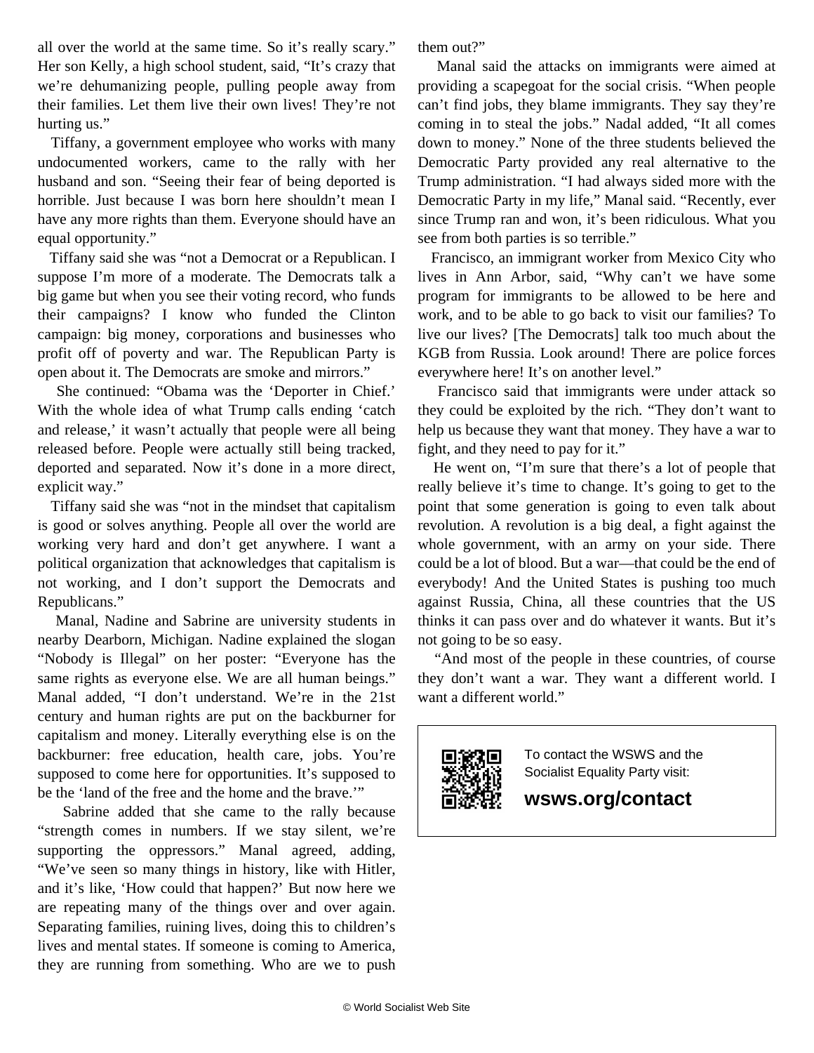all over the world at the same time. So it's really scary." Her son Kelly, a high school student, said, "It's crazy that we're dehumanizing people, pulling people away from their families. Let them live their own lives! They're not hurting us."

Tiffany, a government employee who works with many undocumented workers, came to the rally with her husband and son. "Seeing their fear of being deported is horrible. Just because I was born here shouldn't mean I have any more rights than them. Everyone should have an equal opportunity."

Tiffany said she was "not a Democrat or a Republican. I suppose I'm more of a moderate. The Democrats talk a big game but when you see their voting record, who funds their campaigns? I know who funded the Clinton campaign: big money, corporations and businesses who profit off of poverty and war. The Republican Party is open about it. The Democrats are smoke and mirrors."

She continued: "Obama was the 'Deporter in Chief.' With the whole idea of what Trump calls ending 'catch and release,' it wasn't actually that people were all being released before. People were actually still being tracked, deported and separated. Now it's done in a more direct, explicit way."

Tiffany said she was "not in the mindset that capitalism is good or solves anything. People all over the world are working very hard and don't get anywhere. I want a political organization that acknowledges that capitalism is not working, and I don't support the Democrats and Republicans."

Manal, Nadine and Sabrine are university students in nearby Dearborn, Michigan. Nadine explained the slogan "Nobody is Illegal" on her poster: "Everyone has the same rights as everyone else. We are all human beings." Manal added, "I don't understand. We're in the 21st century and human rights are put on the backburner for capitalism and money. Literally everything else is on the backburner: free education, health care, jobs. You're supposed to come here for opportunities. It's supposed to be the 'land of the free and the home and the brave.'"

Sabrine added that she came to the rally because "strength comes in numbers. If we stay silent, we're supporting the oppressors." Manal agreed, adding, "We've seen so many things in history, like with Hitler, and it's like, 'How could that happen?' But now here we are repeating many of the things over and over again. Separating families, ruining lives, doing this to children's lives and mental states. If someone is coming to America, they are running from something. Who are we to push them out?"

Manal said the attacks on immigrants were aimed at providing a scapegoat for the social crisis. "When people can't find jobs, they blame immigrants. They say they're coming in to steal the jobs." Nadal added, "It all comes down to money." None of the three students believed the Democratic Party provided any real alternative to the Trump administration. "I had always sided more with the Democratic Party in my life," Manal said. "Recently, ever since Trump ran and won, it's been ridiculous. What you see from both parties is so terrible."

Francisco, an immigrant worker from Mexico City who lives in Ann Arbor, said, "Why can't we have some program for immigrants to be allowed to be here and work, and to be able to go back to visit our families? To live our lives? [The Democrats] talk too much about the KGB from Russia. Look around! There are police forces everywhere here! It's on another level."

Francisco said that immigrants were under attack so they could be exploited by the rich. "They don't want to help us because they want that money. They have a war to fight, and they need to pay for it."

He went on, "I'm sure that there's a lot of people that really believe it's time to change. It's going to get to the point that some generation is going to even talk about revolution. A revolution is a big deal, a fight against the whole government, with an army on your side. There could be a lot of blood. But a war—that could be the end of everybody! And the United States is pushing too much against Russia, China, all these countries that the US thinks it can pass over and do whatever it wants. But it's not going to be so easy.

"And most of the people in these countries, of course they don't want a war. They want a different world. I want a different world."

To contact the WSWS and the Socialist Equality Party visit:

**wsws.org/contact**